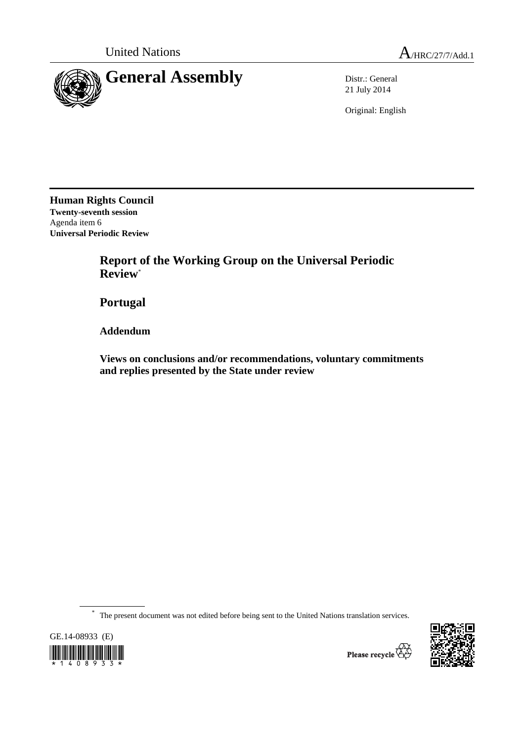United Nations A/HRC/27/7/Add.1

# General Assembly

Distr.: General
21 July 2014

Original: English

**Human Rights Council**
**Twenty-seventh session**
Agenda item 6
**Universal Periodic Review**

## Report of the Working Group on the Universal Periodic Review*

## Portugal

### Addendum

### Views on conclusions and/or recommendations, voluntary commitments and replies presented by the State under review

* The present document was not edited before being sent to the United Nations translation services.

GE.14-08933 (E)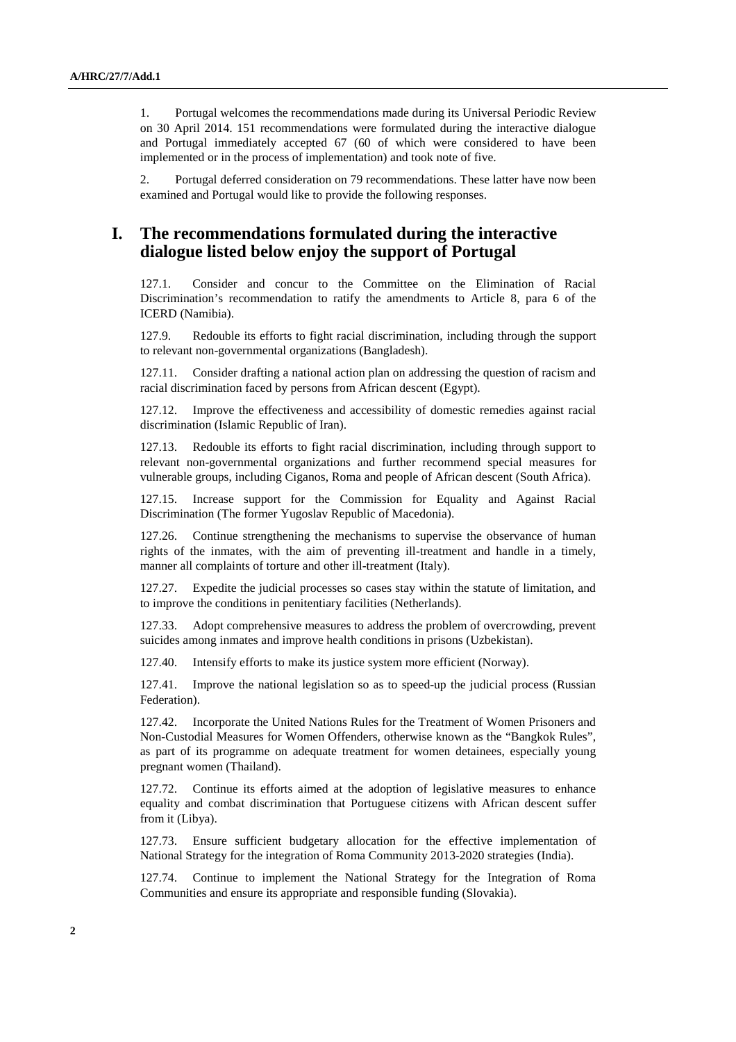1. Portugal welcomes the recommendations made during its Universal Periodic Review on 30 April 2014. 151 recommendations were formulated during the interactive dialogue and Portugal immediately accepted 67 (60 of which were considered to have been implemented or in the process of implementation) and took note of five.

2. Portugal deferred consideration on 79 recommendations. These latter have now been examined and Portugal would like to provide the following responses.

# I. The recommendations formulated during the interactive dialogue listed below enjoy the support of Portugal

127.1. Consider and concur to the Committee on the Elimination of Racial Discrimination's recommendation to ratify the amendments to Article 8, para 6 of the ICERD (Namibia).

127.9. Redouble its efforts to fight racial discrimination, including through the support to relevant non-governmental organizations (Bangladesh).

127.11. Consider drafting a national action plan on addressing the question of racism and racial discrimination faced by persons from African descent (Egypt).

127.12. Improve the effectiveness and accessibility of domestic remedies against racial discrimination (Islamic Republic of Iran).

127.13. Redouble its efforts to fight racial discrimination, including through support to relevant non-governmental organizations and further recommend special measures for vulnerable groups, including Ciganos, Roma and people of African descent (South Africa).

127.15. Increase support for the Commission for Equality and Against Racial Discrimination (The former Yugoslav Republic of Macedonia).

127.26. Continue strengthening the mechanisms to supervise the observance of human rights of the inmates, with the aim of preventing ill-treatment and handle in a timely, manner all complaints of torture and other ill-treatment (Italy).

127.27. Expedite the judicial processes so cases stay within the statute of limitation, and to improve the conditions in penitentiary facilities (Netherlands).

127.33. Adopt comprehensive measures to address the problem of overcrowding, prevent suicides among inmates and improve health conditions in prisons (Uzbekistan).

127.40. Intensify efforts to make its justice system more efficient (Norway).

127.41. Improve the national legislation so as to speed-up the judicial process (Russian Federation).

127.42. Incorporate the United Nations Rules for the Treatment of Women Prisoners and Non-Custodial Measures for Women Offenders, otherwise known as the "Bangkok Rules", as part of its programme on adequate treatment for women detainees, especially young pregnant women (Thailand).

127.72. Continue its efforts aimed at the adoption of legislative measures to enhance equality and combat discrimination that Portuguese citizens with African descent suffer from it (Libya).

127.73. Ensure sufficient budgetary allocation for the effective implementation of National Strategy for the integration of Roma Community 2013-2020 strategies (India).

127.74. Continue to implement the National Strategy for the Integration of Roma Communities and ensure its appropriate and responsible funding (Slovakia).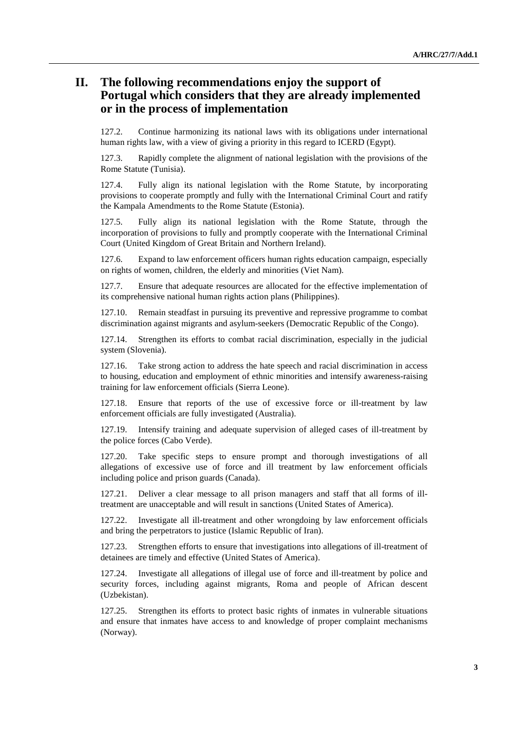## II. The following recommendations enjoy the support of Portugal which considers that they are already implemented or in the process of implementation

127.2. Continue harmonizing its national laws with its obligations under international human rights law, with a view of giving a priority in this regard to ICERD (Egypt).

127.3. Rapidly complete the alignment of national legislation with the provisions of the Rome Statute (Tunisia).

127.4. Fully align its national legislation with the Rome Statute, by incorporating provisions to cooperate promptly and fully with the International Criminal Court and ratify the Kampala Amendments to the Rome Statute (Estonia).

127.5. Fully align its national legislation with the Rome Statute, through the incorporation of provisions to fully and promptly cooperate with the International Criminal Court (United Kingdom of Great Britain and Northern Ireland).

127.6. Expand to law enforcement officers human rights education campaign, especially on rights of women, children, the elderly and minorities (Viet Nam).

127.7. Ensure that adequate resources are allocated for the effective implementation of its comprehensive national human rights action plans (Philippines).

127.10. Remain steadfast in pursuing its preventive and repressive programme to combat discrimination against migrants and asylum-seekers (Democratic Republic of the Congo).

127.14. Strengthen its efforts to combat racial discrimination, especially in the judicial system (Slovenia).

127.16. Take strong action to address the hate speech and racial discrimination in access to housing, education and employment of ethnic minorities and intensify awareness-raising training for law enforcement officials (Sierra Leone).

127.18. Ensure that reports of the use of excessive force or ill-treatment by law enforcement officials are fully investigated (Australia).

127.19. Intensify training and adequate supervision of alleged cases of ill-treatment by the police forces (Cabo Verde).

127.20. Take specific steps to ensure prompt and thorough investigations of all allegations of excessive use of force and ill treatment by law enforcement officials including police and prison guards (Canada).

127.21. Deliver a clear message to all prison managers and staff that all forms of ill-treatment are unacceptable and will result in sanctions (United States of America).

127.22. Investigate all ill-treatment and other wrongdoing by law enforcement officials and bring the perpetrators to justice (Islamic Republic of Iran).

127.23. Strengthen efforts to ensure that investigations into allegations of ill-treatment of detainees are timely and effective (United States of America).

127.24. Investigate all allegations of illegal use of force and ill-treatment by police and security forces, including against migrants, Roma and people of African descent (Uzbekistan).

127.25. Strengthen its efforts to protect basic rights of inmates in vulnerable situations and ensure that inmates have access to and knowledge of proper complaint mechanisms (Norway).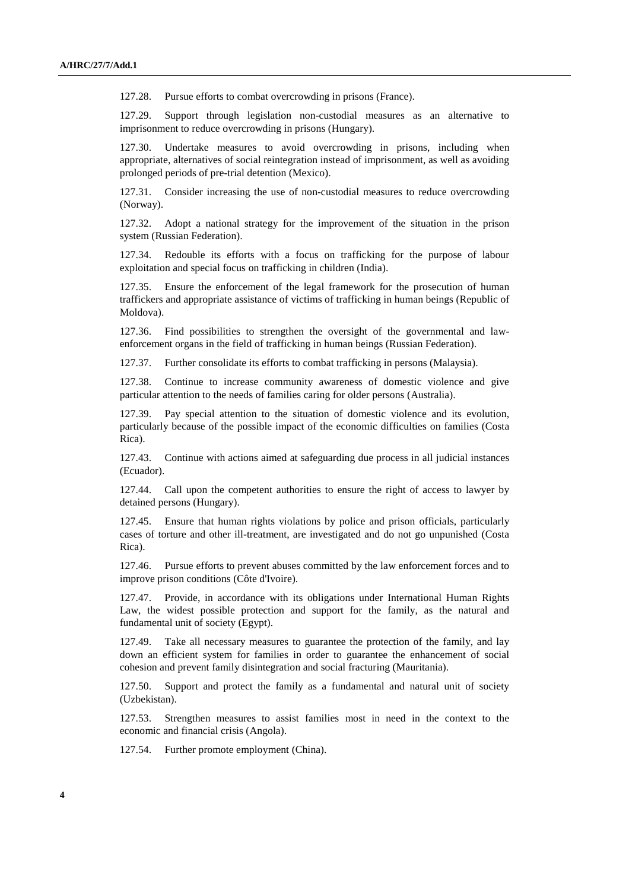127.28. Pursue efforts to combat overcrowding in prisons (France).

127.29. Support through legislation non-custodial measures as an alternative to imprisonment to reduce overcrowding in prisons (Hungary).

127.30. Undertake measures to avoid overcrowding in prisons, including when appropriate, alternatives of social reintegration instead of imprisonment, as well as avoiding prolonged periods of pre-trial detention (Mexico).

127.31. Consider increasing the use of non-custodial measures to reduce overcrowding (Norway).

127.32. Adopt a national strategy for the improvement of the situation in the prison system (Russian Federation).

127.34. Redouble its efforts with a focus on trafficking for the purpose of labour exploitation and special focus on trafficking in children (India).

127.35. Ensure the enforcement of the legal framework for the prosecution of human traffickers and appropriate assistance of victims of trafficking in human beings (Republic of Moldova).

127.36. Find possibilities to strengthen the oversight of the governmental and law-enforcement organs in the field of trafficking in human beings (Russian Federation).

127.37. Further consolidate its efforts to combat trafficking in persons (Malaysia).

127.38. Continue to increase community awareness of domestic violence and give particular attention to the needs of families caring for older persons (Australia).

127.39. Pay special attention to the situation of domestic violence and its evolution, particularly because of the possible impact of the economic difficulties on families (Costa Rica).

127.43. Continue with actions aimed at safeguarding due process in all judicial instances (Ecuador).

127.44. Call upon the competent authorities to ensure the right of access to lawyer by detained persons (Hungary).

127.45. Ensure that human rights violations by police and prison officials, particularly cases of torture and other ill-treatment, are investigated and do not go unpunished (Costa Rica).

127.46. Pursue efforts to prevent abuses committed by the law enforcement forces and to improve prison conditions (Côte d'Ivoire).

127.47. Provide, in accordance with its obligations under International Human Rights Law, the widest possible protection and support for the family, as the natural and fundamental unit of society (Egypt).

127.49. Take all necessary measures to guarantee the protection of the family, and lay down an efficient system for families in order to guarantee the enhancement of social cohesion and prevent family disintegration and social fracturing (Mauritania).

127.50. Support and protect the family as a fundamental and natural unit of society (Uzbekistan).

127.53. Strengthen measures to assist families most in need in the context to the economic and financial crisis (Angola).

127.54. Further promote employment (China).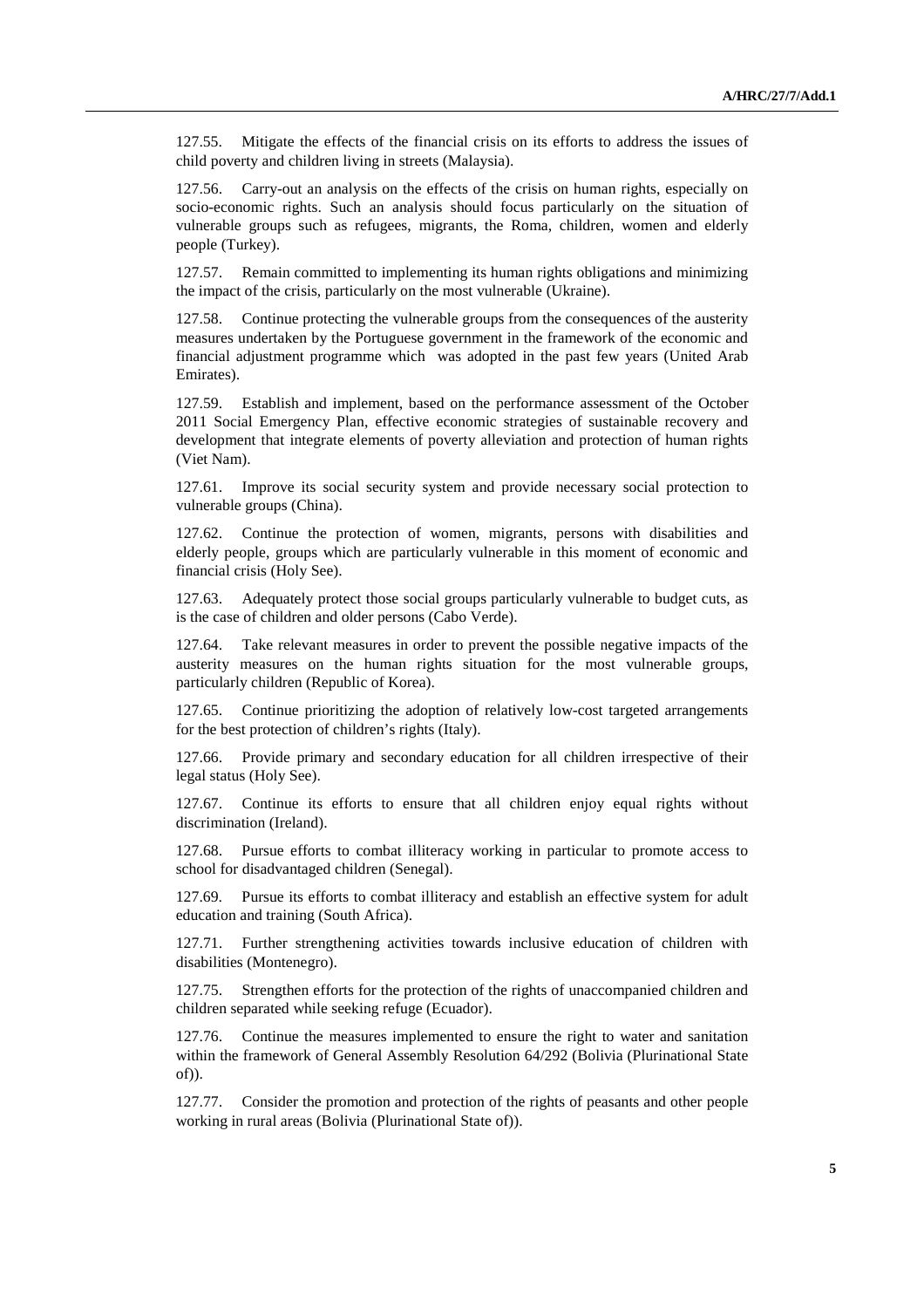127.55. Mitigate the effects of the financial crisis on its efforts to address the issues of child poverty and children living in streets (Malaysia).

127.56. Carry-out an analysis on the effects of the crisis on human rights, especially on socio-economic rights. Such an analysis should focus particularly on the situation of vulnerable groups such as refugees, migrants, the Roma, children, women and elderly people (Turkey).

127.57. Remain committed to implementing its human rights obligations and minimizing the impact of the crisis, particularly on the most vulnerable (Ukraine).

127.58. Continue protecting the vulnerable groups from the consequences of the austerity measures undertaken by the Portuguese government in the framework of the economic and financial adjustment programme which was adopted in the past few years (United Arab Emirates).

127.59. Establish and implement, based on the performance assessment of the October 2011 Social Emergency Plan, effective economic strategies of sustainable recovery and development that integrate elements of poverty alleviation and protection of human rights (Viet Nam).

127.61. Improve its social security system and provide necessary social protection to vulnerable groups (China).

127.62. Continue the protection of women, migrants, persons with disabilities and elderly people, groups which are particularly vulnerable in this moment of economic and financial crisis (Holy See).

127.63. Adequately protect those social groups particularly vulnerable to budget cuts, as is the case of children and older persons (Cabo Verde).

127.64. Take relevant measures in order to prevent the possible negative impacts of the austerity measures on the human rights situation for the most vulnerable groups, particularly children (Republic of Korea).

127.65. Continue prioritizing the adoption of relatively low-cost targeted arrangements for the best protection of children's rights (Italy).

127.66. Provide primary and secondary education for all children irrespective of their legal status (Holy See).

127.67. Continue its efforts to ensure that all children enjoy equal rights without discrimination (Ireland).

127.68. Pursue efforts to combat illiteracy working in particular to promote access to school for disadvantaged children (Senegal).

127.69. Pursue its efforts to combat illiteracy and establish an effective system for adult education and training (South Africa).

127.71. Further strengthening activities towards inclusive education of children with disabilities (Montenegro).

127.75. Strengthen efforts for the protection of the rights of unaccompanied children and children separated while seeking refuge (Ecuador).

127.76. Continue the measures implemented to ensure the right to water and sanitation within the framework of General Assembly Resolution 64/292 (Bolivia (Plurinational State of)).

127.77. Consider the promotion and protection of the rights of peasants and other people working in rural areas (Bolivia (Plurinational State of)).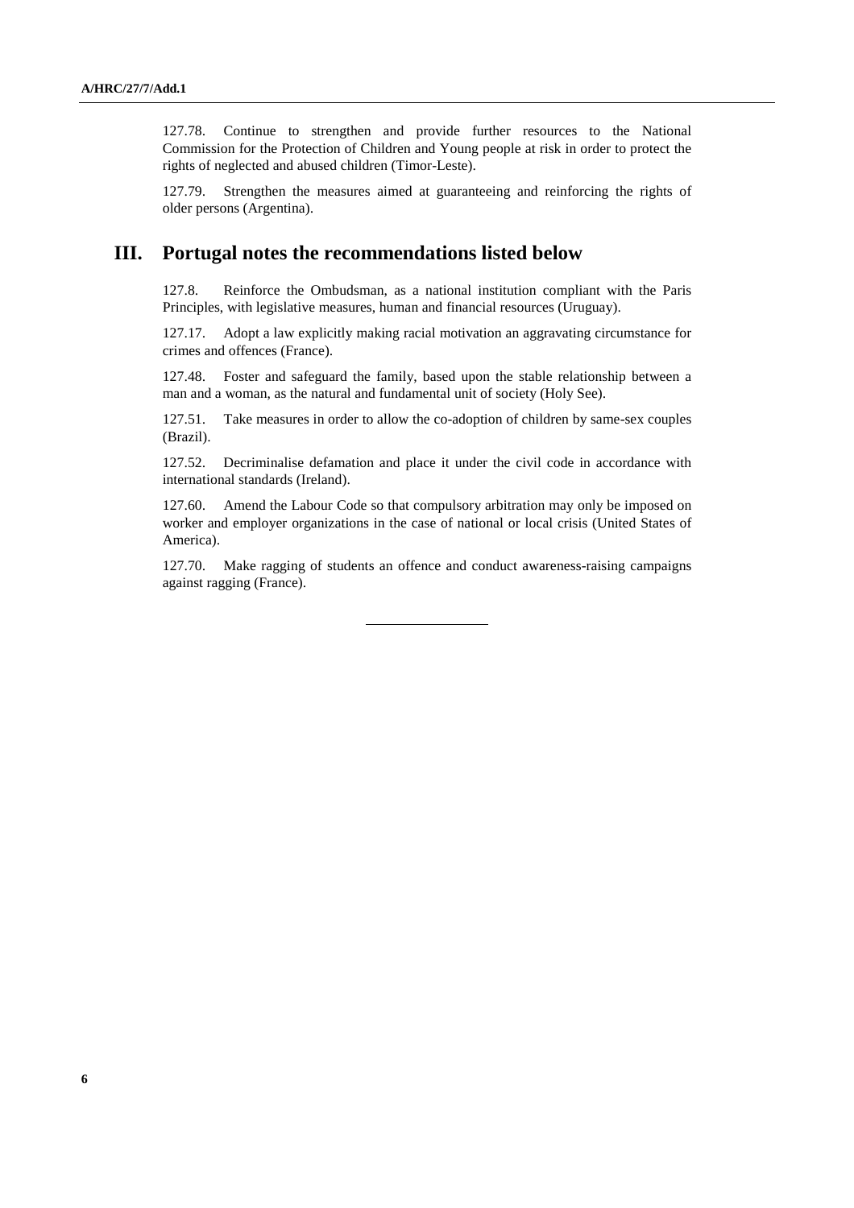127.78. Continue to strengthen and provide further resources to the National Commission for the Protection of Children and Young people at risk in order to protect the rights of neglected and abused children (Timor-Leste).

127.79. Strengthen the measures aimed at guaranteeing and reinforcing the rights of older persons (Argentina).

## III. Portugal notes the recommendations listed below

127.8. Reinforce the Ombudsman, as a national institution compliant with the Paris Principles, with legislative measures, human and financial resources (Uruguay).

127.17. Adopt a law explicitly making racial motivation an aggravating circumstance for crimes and offences (France).

127.48. Foster and safeguard the family, based upon the stable relationship between a man and a woman, as the natural and fundamental unit of society (Holy See).

127.51. Take measures in order to allow the co-adoption of children by same-sex couples (Brazil).

127.52. Decriminalise defamation and place it under the civil code in accordance with international standards (Ireland).

127.60. Amend the Labour Code so that compulsory arbitration may only be imposed on worker and employer organizations in the case of national or local crisis (United States of America).

127.70. Make ragging of students an offence and conduct awareness-raising campaigns against ragging (France).